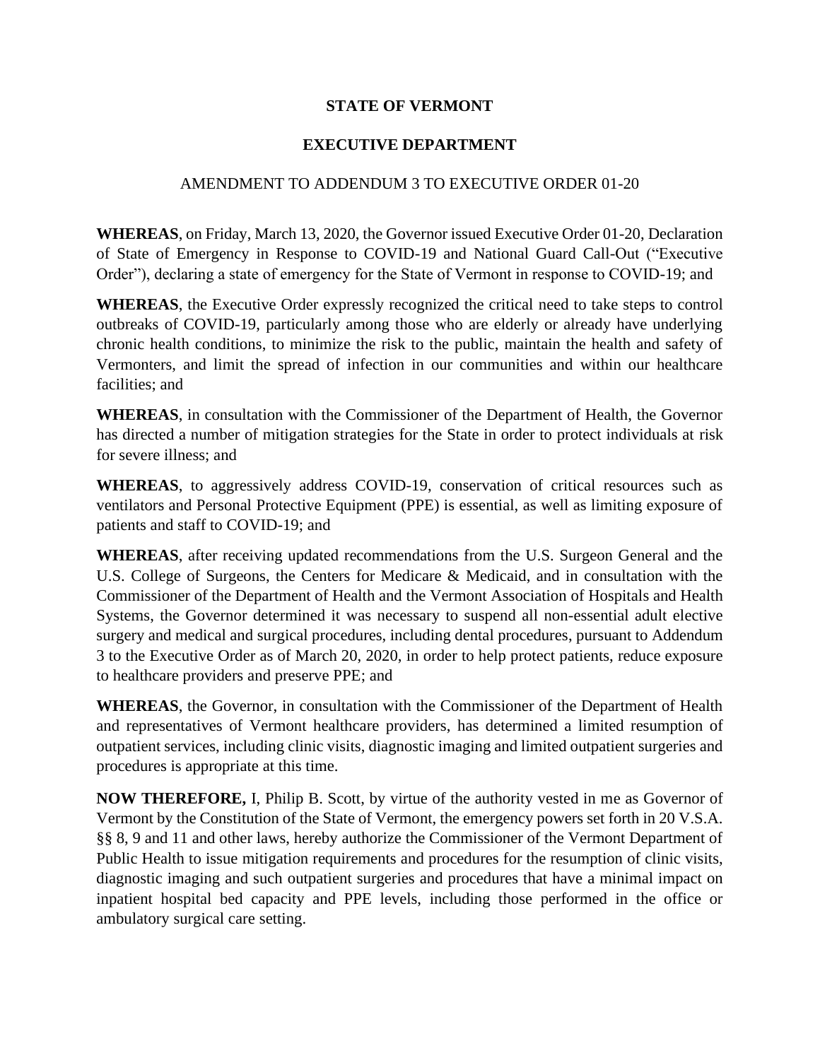# STATE OF VERMONT

## EXECUTIVE DEPARTMENT

### AMENDMENT TO ADDENDUM 3 TO EXECUTIVE ORDER 01-20

**WHEREAS**, on Friday, March 13, 2020, the Governor issued Executive Order 01-20, Declaration of State of Emergency in Response to COVID-19 and National Guard Call-Out ("Executive Order"), declaring a state of emergency for the State of Vermont in response to COVID-19; and

**WHEREAS**, the Executive Order expressly recognized the critical need to take steps to control outbreaks of COVID-19, particularly among those who are elderly or already have underlying chronic health conditions, to minimize the risk to the public, maintain the health and safety of Vermonters, and limit the spread of infection in our communities and within our healthcare facilities; and

**WHEREAS**, in consultation with the Commissioner of the Department of Health, the Governor has directed a number of mitigation strategies for the State in order to protect individuals at risk for severe illness; and

**WHEREAS**, to aggressively address COVID-19, conservation of critical resources such as ventilators and Personal Protective Equipment (PPE) is essential, as well as limiting exposure of patients and staff to COVID-19; and

**WHEREAS**, after receiving updated recommendations from the U.S. Surgeon General and the U.S. College of Surgeons, the Centers for Medicare & Medicaid, and in consultation with the Commissioner of the Department of Health and the Vermont Association of Hospitals and Health Systems, the Governor determined it was necessary to suspend all non-essential adult elective surgery and medical and surgical procedures, including dental procedures, pursuant to Addendum 3 to the Executive Order as of March 20, 2020, in order to help protect patients, reduce exposure to healthcare providers and preserve PPE; and

**WHEREAS**, the Governor, in consultation with the Commissioner of the Department of Health and representatives of Vermont healthcare providers, has determined a limited resumption of outpatient services, including clinic visits, diagnostic imaging and limited outpatient surgeries and procedures is appropriate at this time.

**NOW THEREFORE,** I, Philip B. Scott, by virtue of the authority vested in me as Governor of Vermont by the Constitution of the State of Vermont, the emergency powers set forth in 20 V.S.A. §§ 8, 9 and 11 and other laws, hereby authorize the Commissioner of the Vermont Department of Public Health to issue mitigation requirements and procedures for the resumption of clinic visits, diagnostic imaging and such outpatient surgeries and procedures that have a minimal impact on inpatient hospital bed capacity and PPE levels, including those performed in the office or ambulatory surgical care setting.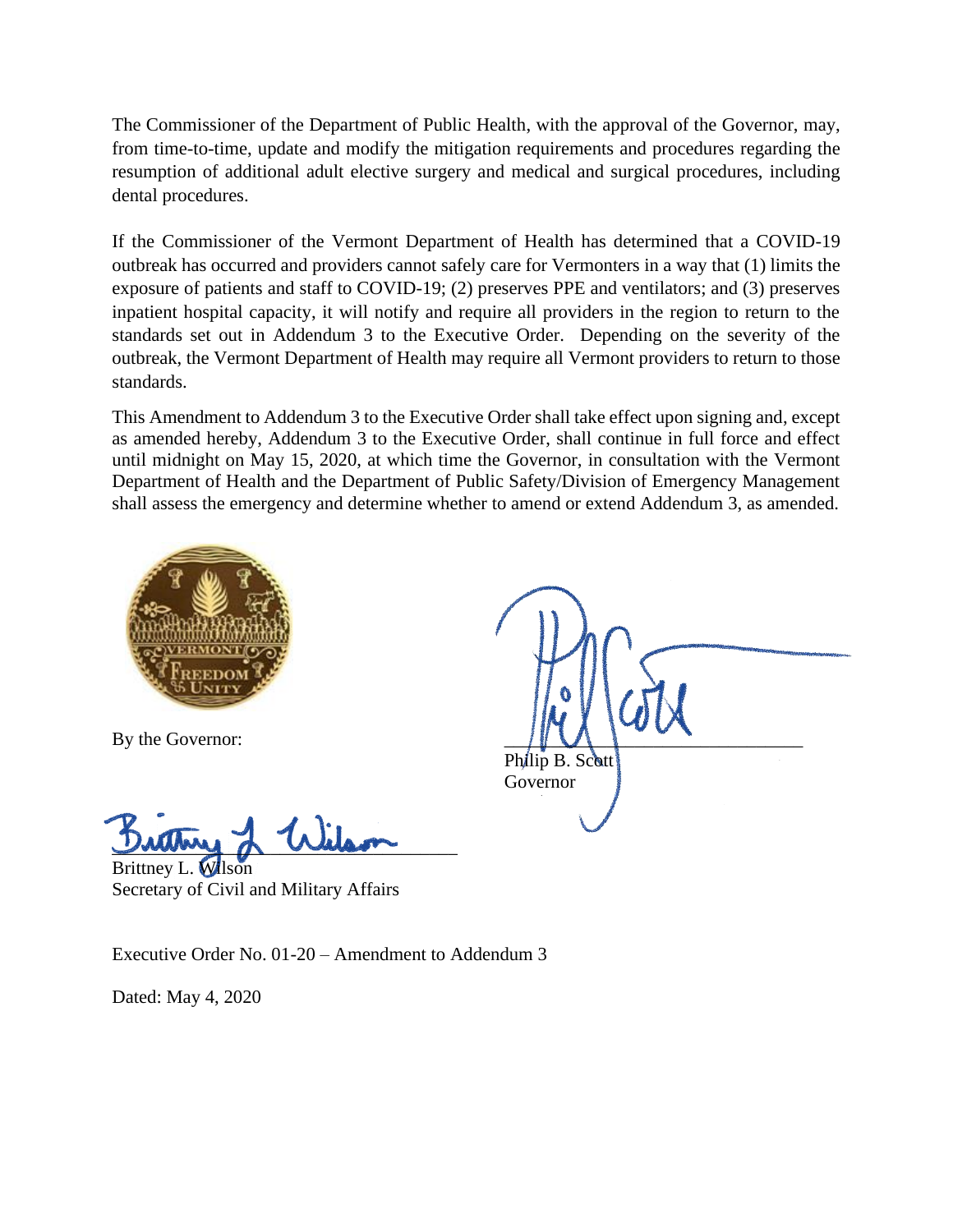The Commissioner of the Department of Public Health, with the approval of the Governor, may, from time-to-time, update and modify the mitigation requirements and procedures regarding the resumption of additional adult elective surgery and medical and surgical procedures, including dental procedures.

If the Commissioner of the Vermont Department of Health has determined that a COVID-19 outbreak has occurred and providers cannot safely care for Vermonters in a way that (1) limits the exposure of patients and staff to COVID-19; (2) preserves PPE and ventilators; and (3) preserves inpatient hospital capacity, it will notify and require all providers in the region to return to the standards set out in Addendum 3 to the Executive Order. Depending on the severity of the outbreak, the Vermont Department of Health may require all Vermont providers to return to those standards.

This Amendment to Addendum 3 to the Executive Order shall take effect upon signing and, except as amended hereby, Addendum 3 to the Executive Order, shall continue in full force and effect until midnight on May 15, 2020, at which time the Governor, in consultation with the Vermont Department of Health and the Department of Public Safety/Division of Emergency Management shall assess the emergency and determine whether to amend or extend Addendum 3, as amended.

Philip B. Scott
Governor

By the Governor:

Brittney L. Wilson
Secretary of Civil and Military Affairs

Executive Order No. 01-20 – Amendment to Addendum 3

Dated: May 4, 2020